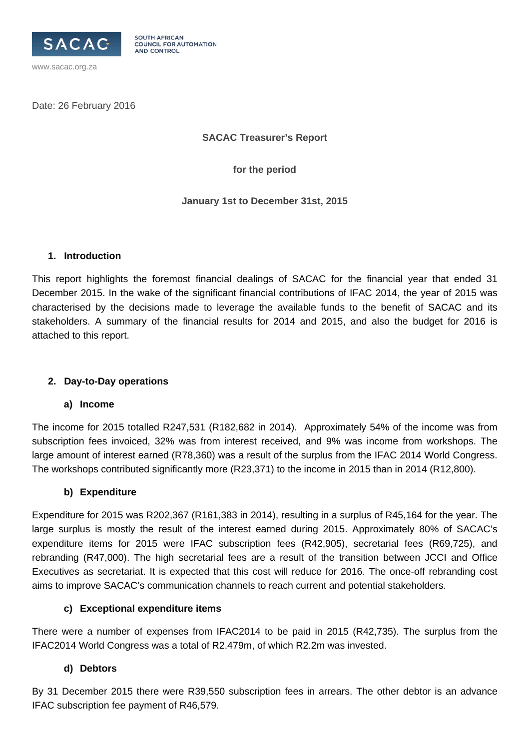SACAC

SOUTH AFRICAN COUNCIL FOR AUTOMATION AND CONTROL

www.sacac.org.za

Date: 26 February 2016

**SACAC Treasurer's Report**

**for the period**

**January 1st to December 31st, 2015**

## 1. Introduction

This report highlights the foremost financial dealings of SACAC for the financial year that ended 31 December 2015. In the wake of the significant financial contributions of IFAC 2014, the year of 2015 was characterised by the decisions made to leverage the available funds to the benefit of SACAC and its stakeholders. A summary of the financial results for 2014 and 2015, and also the budget for 2016 is attached to this report.

## 2. Day-to-Day operations

### a) Income

The income for 2015 totalled R247,531 (R182,682 in 2014). Approximately 54% of the income was from subscription fees invoiced, 32% was from interest received, and 9% was income from workshops. The large amount of interest earned (R78,360) was a result of the surplus from the IFAC 2014 World Congress. The workshops contributed significantly more (R23,371) to the income in 2015 than in 2014 (R12,800).

### b) Expenditure

Expenditure for 2015 was R202,367 (R161,383 in 2014), resulting in a surplus of R45,164 for the year. The large surplus is mostly the result of the interest earned during 2015. Approximately 80% of SACAC's expenditure items for 2015 were IFAC subscription fees (R42,905), secretarial fees (R69,725), and rebranding (R47,000). The high secretarial fees are a result of the transition between JCCI and Office Executives as secretariat. It is expected that this cost will reduce for 2016. The once-off rebranding cost aims to improve SACAC's communication channels to reach current and potential stakeholders.

### c) Exceptional expenditure items

There were a number of expenses from IFAC2014 to be paid in 2015 (R42,735). The surplus from the IFAC2014 World Congress was a total of R2.479m, of which R2.2m was invested.

### d) Debtors

By 31 December 2015 there were R39,550 subscription fees in arrears. The other debtor is an advance IFAC subscription fee payment of R46,579.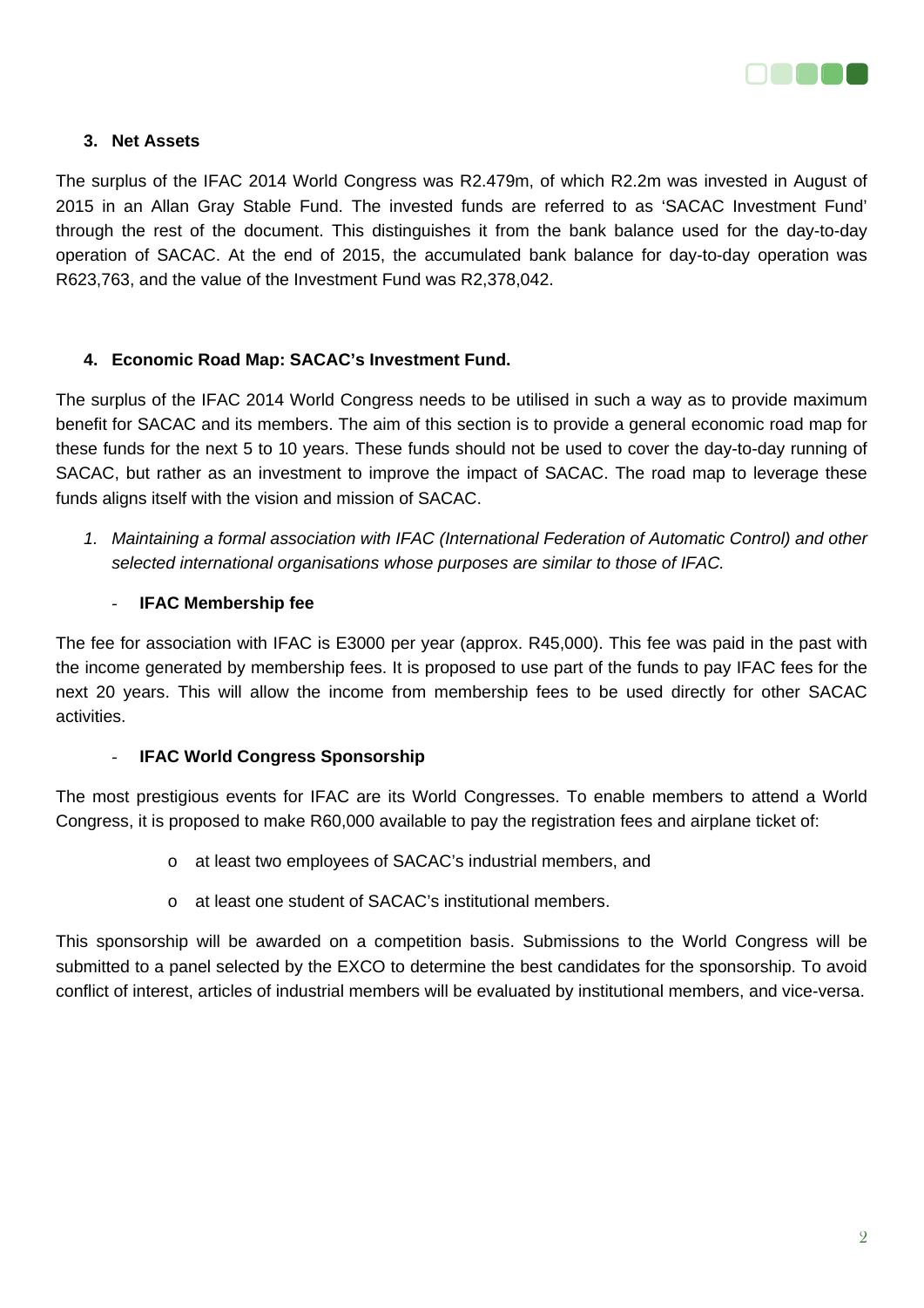## 3. Net Assets

The surplus of the IFAC 2014 World Congress was R2.479m, of which R2.2m was invested in August of 2015 in an Allan Gray Stable Fund. The invested funds are referred to as 'SACAC Investment Fund' through the rest of the document. This distinguishes it from the bank balance used for the day-to-day operation of SACAC. At the end of 2015, the accumulated bank balance for day-to-day operation was R623,763, and the value of the Investment Fund was R2,378,042.

## 4. Economic Road Map: SACAC's Investment Fund.

The surplus of the IFAC 2014 World Congress needs to be utilised in such a way as to provide maximum benefit for SACAC and its members. The aim of this section is to provide a general economic road map for these funds for the next 5 to 10 years. These funds should not be used to cover the day-to-day running of SACAC, but rather as an investment to improve the impact of SACAC. The road map to leverage these funds aligns itself with the vision and mission of SACAC.

1. *Maintaining a formal association with IFAC (International Federation of Automatic Control) and other selected international organisations whose purposes are similar to those of IFAC.*

- **IFAC Membership fee**

The fee for association with IFAC is E3000 per year (approx. R45,000). This fee was paid in the past with the income generated by membership fees. It is proposed to use part of the funds to pay IFAC fees for the next 20 years. This will allow the income from membership fees to be used directly for other SACAC activities.

- **IFAC World Congress Sponsorship**

The most prestigious events for IFAC are its World Congresses. To enable members to attend a World Congress, it is proposed to make R60,000 available to pay the registration fees and airplane ticket of:

- at least two employees of SACAC's industrial members, and
- at least one student of SACAC's institutional members.

This sponsorship will be awarded on a competition basis. Submissions to the World Congress will be submitted to a panel selected by the EXCO to determine the best candidates for the sponsorship. To avoid conflict of interest, articles of industrial members will be evaluated by institutional members, and vice-versa.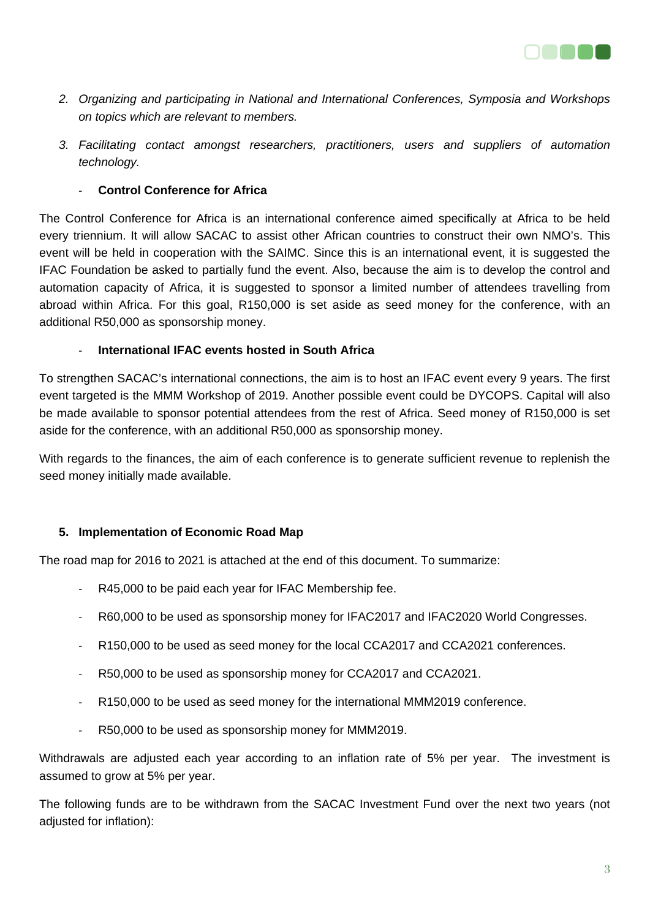2. *Organizing and participating in National and International Conferences, Symposia and Workshops on topics which are relevant to members.*

3. *Facilitating contact amongst researchers, practitioners, users and suppliers of automation technology.*

- **Control Conference for Africa**

The Control Conference for Africa is an international conference aimed specifically at Africa to be held every triennium. It will allow SACAC to assist other African countries to construct their own NMO's. This event will be held in cooperation with the SAIMC. Since this is an international event, it is suggested the IFAC Foundation be asked to partially fund the event. Also, because the aim is to develop the control and automation capacity of Africa, it is suggested to sponsor a limited number of attendees travelling from abroad within Africa. For this goal, R150,000 is set aside as seed money for the conference, with an additional R50,000 as sponsorship money.

- **International IFAC events hosted in South Africa**

To strengthen SACAC's international connections, the aim is to host an IFAC event every 9 years. The first event targeted is the MMM Workshop of 2019. Another possible event could be DYCOPS. Capital will also be made available to sponsor potential attendees from the rest of Africa. Seed money of R150,000 is set aside for the conference, with an additional R50,000 as sponsorship money.

With regards to the finances, the aim of each conference is to generate sufficient revenue to replenish the seed money initially made available.

## 5. Implementation of Economic Road Map

The road map for 2016 to 2021 is attached at the end of this document. To summarize:

- R45,000 to be paid each year for IFAC Membership fee.
- R60,000 to be used as sponsorship money for IFAC2017 and IFAC2020 World Congresses.
- R150,000 to be used as seed money for the local CCA2017 and CCA2021 conferences.
- R50,000 to be used as sponsorship money for CCA2017 and CCA2021.
- R150,000 to be used as seed money for the international MMM2019 conference.
- R50,000 to be used as sponsorship money for MMM2019.

Withdrawals are adjusted each year according to an inflation rate of 5% per year. The investment is assumed to grow at 5% per year.

The following funds are to be withdrawn from the SACAC Investment Fund over the next two years (not adjusted for inflation):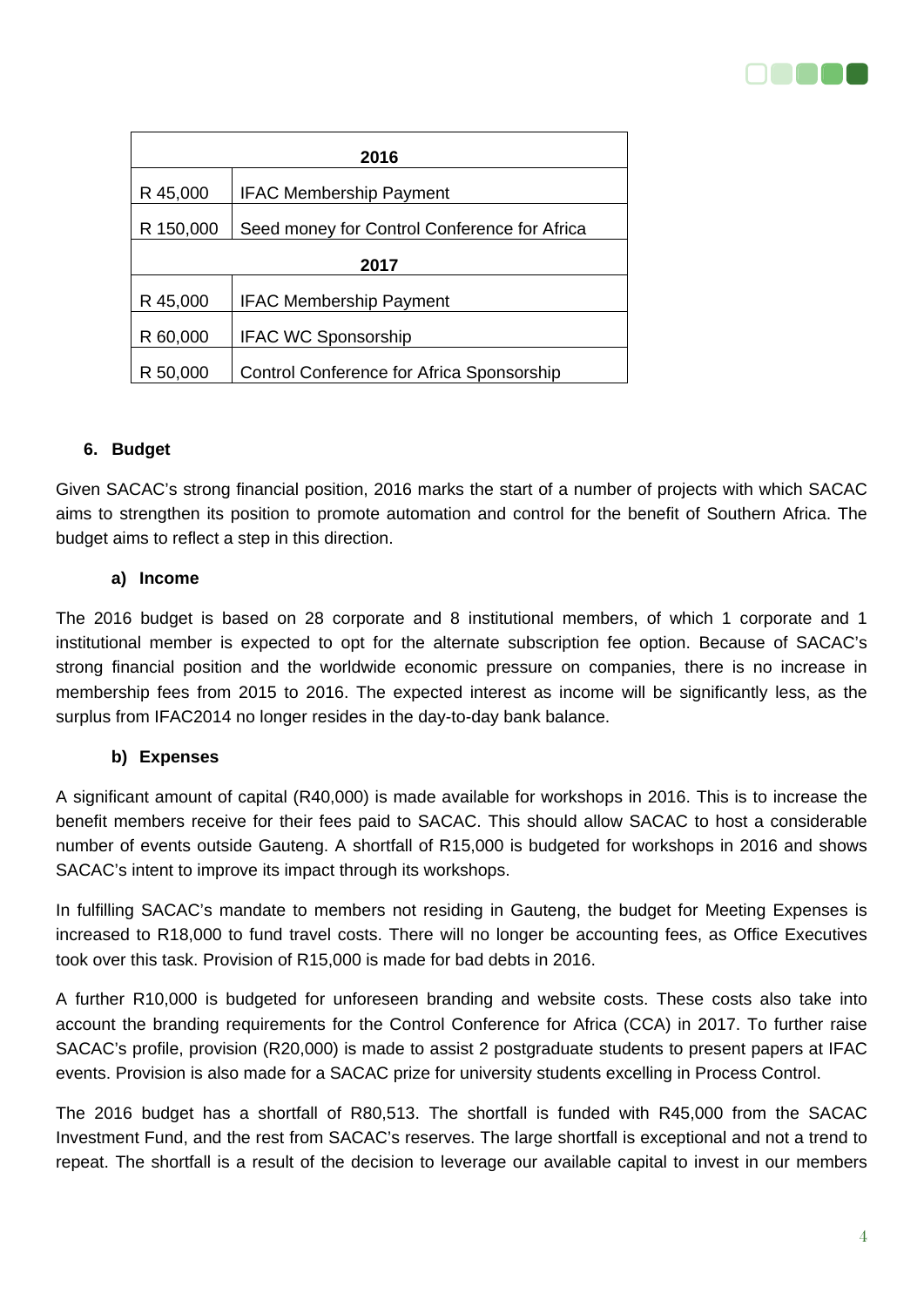| 2016 | |
|---|---|
| R 45,000 | IFAC Membership Payment |
| R 150,000 | Seed money for Control Conference for Africa |
| **2017** | |
| R 45,000 | IFAC Membership Payment |
| R 60,000 | IFAC WC Sponsorship |
| R 50,000 | Control Conference for Africa Sponsorship |

## 6. Budget

Given SACAC's strong financial position, 2016 marks the start of a number of projects with which SACAC aims to strengthen its position to promote automation and control for the benefit of Southern Africa. The budget aims to reflect a step in this direction.

### a) Income

The 2016 budget is based on 28 corporate and 8 institutional members, of which 1 corporate and 1 institutional member is expected to opt for the alternate subscription fee option. Because of SACAC's strong financial position and the worldwide economic pressure on companies, there is no increase in membership fees from 2015 to 2016. The expected interest as income will be significantly less, as the surplus from IFAC2014 no longer resides in the day-to-day bank balance.

### b) Expenses

A significant amount of capital (R40,000) is made available for workshops in 2016. This is to increase the benefit members receive for their fees paid to SACAC. This should allow SACAC to host a considerable number of events outside Gauteng. A shortfall of R15,000 is budgeted for workshops in 2016 and shows SACAC's intent to improve its impact through its workshops.

In fulfilling SACAC's mandate to members not residing in Gauteng, the budget for Meeting Expenses is increased to R18,000 to fund travel costs. There will no longer be accounting fees, as Office Executives took over this task. Provision of R15,000 is made for bad debts in 2016.

A further R10,000 is budgeted for unforeseen branding and website costs. These costs also take into account the branding requirements for the Control Conference for Africa (CCA) in 2017. To further raise SACAC's profile, provision (R20,000) is made to assist 2 postgraduate students to present papers at IFAC events. Provision is also made for a SACAC prize for university students excelling in Process Control.

The 2016 budget has a shortfall of R80,513. The shortfall is funded with R45,000 from the SACAC Investment Fund, and the rest from SACAC's reserves. The large shortfall is exceptional and not a trend to repeat. The shortfall is a result of the decision to leverage our available capital to invest in our members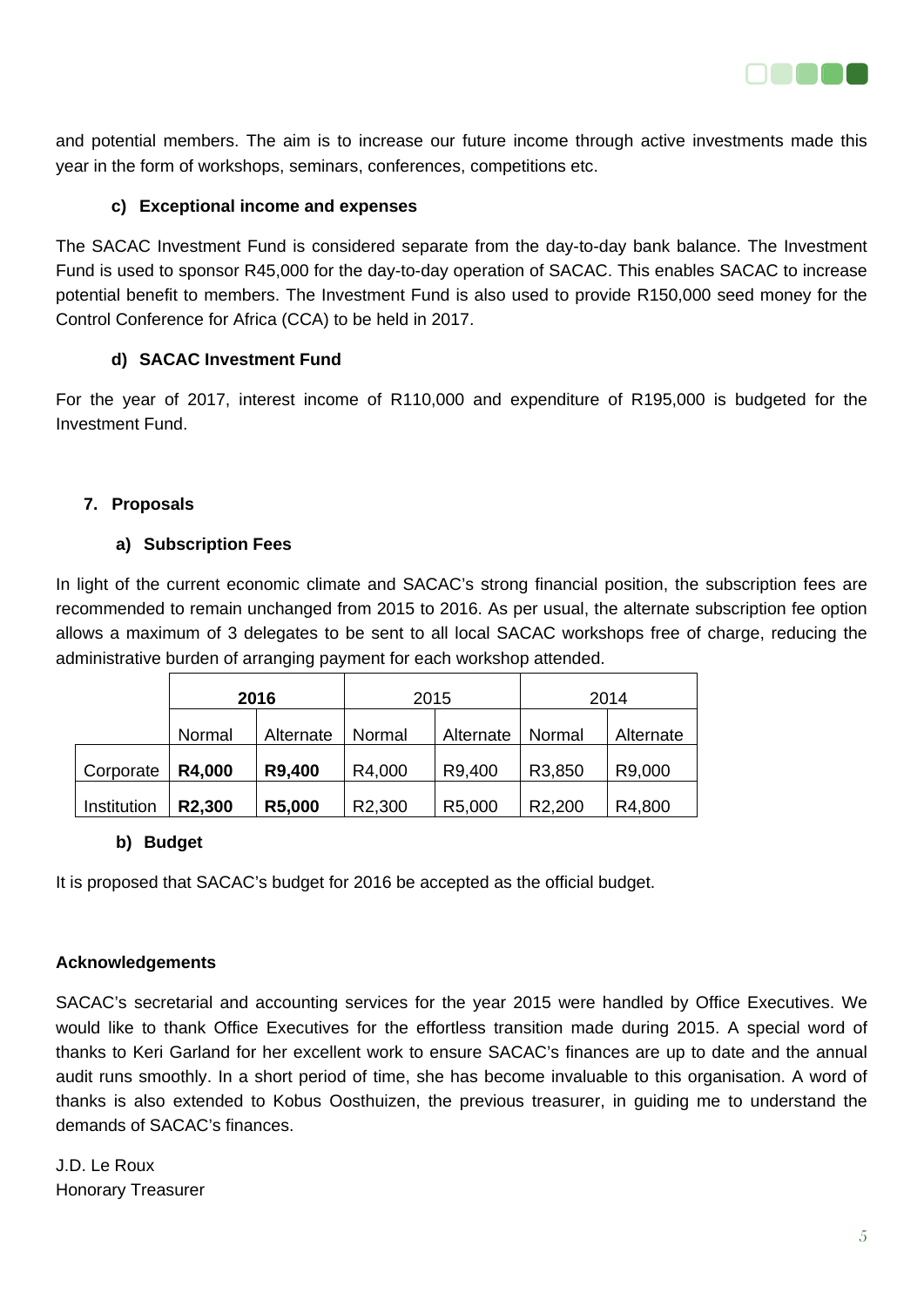and potential members. The aim is to increase our future income through active investments made this year in the form of workshops, seminars, conferences, competitions etc.

#### c) Exceptional income and expenses

The SACAC Investment Fund is considered separate from the day-to-day bank balance. The Investment Fund is used to sponsor R45,000 for the day-to-day operation of SACAC. This enables SACAC to increase potential benefit to members. The Investment Fund is also used to provide R150,000 seed money for the Control Conference for Africa (CCA) to be held in 2017.

#### d) SACAC Investment Fund

For the year of 2017, interest income of R110,000 and expenditure of R195,000 is budgeted for the Investment Fund.

## 7. Proposals

#### a) Subscription Fees

In light of the current economic climate and SACAC's strong financial position, the subscription fees are recommended to remain unchanged from 2015 to 2016. As per usual, the alternate subscription fee option allows a maximum of 3 delegates to be sent to all local SACAC workshops free of charge, reducing the administrative burden of arranging payment for each workshop attended.

| | **2016** | | 2015 | | 2014 | |
|---|---|---|---|---|---|---|
| | Normal | Alternate | Normal | Alternate | Normal | Alternate |
| Corporate | **R4,000** | **R9,400** | R4,000 | R9,400 | R3,850 | R9,000 |
| Institution | **R2,300** | **R5,000** | R2,300 | R5,000 | R2,200 | R4,800 |

#### b) Budget

It is proposed that SACAC's budget for 2016 be accepted as the official budget.

### Acknowledgements

SACAC's secretarial and accounting services for the year 2015 were handled by Office Executives. We would like to thank Office Executives for the effortless transition made during 2015. A special word of thanks to Keri Garland for her excellent work to ensure SACAC's finances are up to date and the annual audit runs smoothly. In a short period of time, she has become invaluable to this organisation. A word of thanks is also extended to Kobus Oosthuizen, the previous treasurer, in guiding me to understand the demands of SACAC's finances.

J.D. Le Roux
Honorary Treasurer